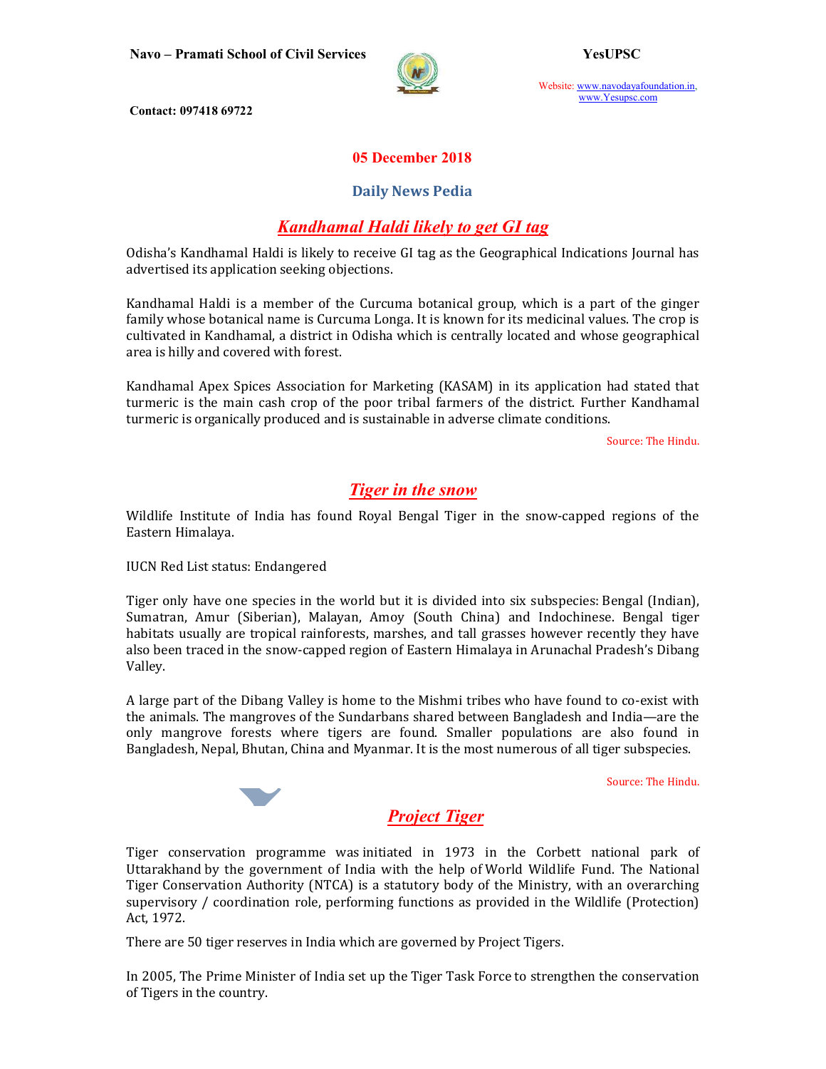**Navo – Pramati School of Civil Services**

**YesUPSC**

Website: www.navodayafoundation.in, www.Yesupsc.com

**Contact: 097418 69722**

## 05 December 2018

## Daily News Pedia

## *Kandhamal Haldi likely to get GI tag*

Odisha's Kandhamal Haldi is likely to receive GI tag as the Geographical Indications Journal has advertised its application seeking objections.

Kandhamal Haldi is a member of the Curcuma botanical group, which is a part of the ginger family whose botanical name is Curcuma Longa. It is known for its medicinal values. The crop is cultivated in Kandhamal, a district in Odisha which is centrally located and whose geographical area is hilly and covered with forest.

Kandhamal Apex Spices Association for Marketing (KASAM) in its application had stated that turmeric is the main cash crop of the poor tribal farmers of the district. Further Kandhamal turmeric is organically produced and is sustainable in adverse climate conditions.

Source: The Hindu.

## *Tiger in the snow*

Wildlife Institute of India has found Royal Bengal Tiger in the snow-capped regions of the Eastern Himalaya.

IUCN Red List status: Endangered

Tiger only have one species in the world but it is divided into six subspecies: Bengal (Indian), Sumatran, Amur (Siberian), Malayan, Amoy (South China) and Indochinese. Bengal tiger habitats usually are tropical rainforests, marshes, and tall grasses however recently they have also been traced in the snow-capped region of Eastern Himalaya in Arunachal Pradesh's Dibang Valley.

A large part of the Dibang Valley is home to the Mishmi tribes who have found to co-exist with the animals. The mangroves of the Sundarbans shared between Bangladesh and India—are the only mangrove forests where tigers are found. Smaller populations are also found in Bangladesh, Nepal, Bhutan, China and Myanmar. It is the most numerous of all tiger subspecies.

Source: The Hindu.

## *Project Tiger*

Tiger conservation programme was initiated in 1973 in the Corbett national park of Uttarakhand by the government of India with the help of World Wildlife Fund. The National Tiger Conservation Authority (NTCA) is a statutory body of the Ministry, with an overarching supervisory / coordination role, performing functions as provided in the Wildlife (Protection) Act, 1972.

There are 50 tiger reserves in India which are governed by Project Tigers.

In 2005, The Prime Minister of India set up the Tiger Task Force to strengthen the conservation of Tigers in the country.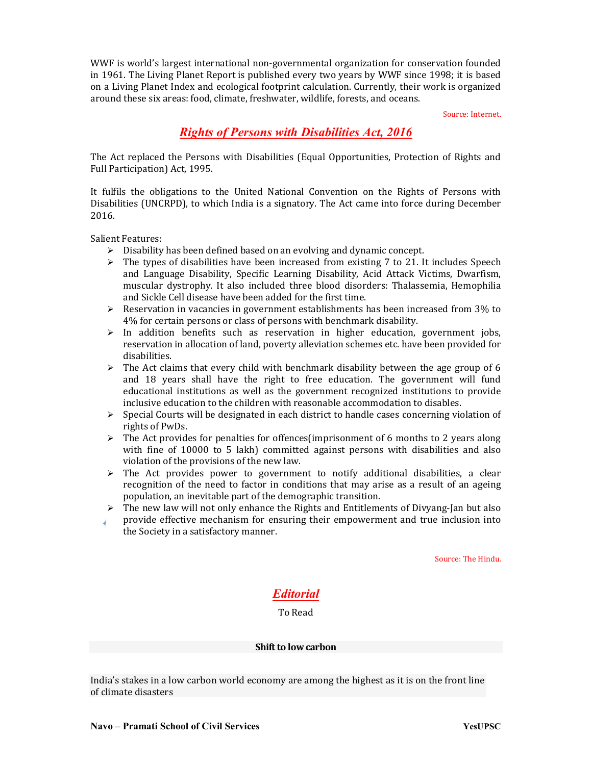WWF is world's largest international non-governmental organization for conservation founded in 1961. The Living Planet Report is published every two years by WWF since 1998; it is based on a Living Planet Index and ecological footprint calculation. Currently, their work is organized around these six areas: food, climate, freshwater, wildlife, forests, and oceans.

Source: Internet.

## *Rights of Persons with Disabilities Act, 2016*

The Act replaced the Persons with Disabilities (Equal Opportunities, Protection of Rights and Full Participation) Act, 1995.

It fulfils the obligations to the United National Convention on the Rights of Persons with Disabilities (UNCRPD), to which India is a signatory. The Act came into force during December 2016.

Salient Features:

- Disability has been defined based on an evolving and dynamic concept.
- The types of disabilities have been increased from existing 7 to 21. It includes Speech and Language Disability, Specific Learning Disability, Acid Attack Victims, Dwarfism, muscular dystrophy. It also included three blood disorders: Thalassemia, Hemophilia and Sickle Cell disease have been added for the first time.
- Reservation in vacancies in government establishments has been increased from 3% to 4% for certain persons or class of persons with benchmark disability.
- In addition benefits such as reservation in higher education, government jobs, reservation in allocation of land, poverty alleviation schemes etc. have been provided for disabilities.
- The Act claims that every child with benchmark disability between the age group of 6 and 18 years shall have the right to free education. The government will fund educational institutions as well as the government recognized institutions to provide inclusive education to the children with reasonable accommodation to disables.
- Special Courts will be designated in each district to handle cases concerning violation of rights of PwDs.
- The Act provides for penalties for offences(imprisonment of 6 months to 2 years along with fine of 10000 to 5 lakh) committed against persons with disabilities and also violation of the provisions of the new law.
- The Act provides power to government to notify additional disabilities, a clear recognition of the need to factor in conditions that may arise as a result of an ageing population, an inevitable part of the demographic transition.
- The new law will not only enhance the Rights and Entitlements of Divyang-Jan but also provide effective mechanism for ensuring their empowerment and true inclusion into the Society in a satisfactory manner.

Source: The Hindu.

## *Editorial*

To Read

**Shift to low carbon**

India's stakes in a low carbon world economy are among the highest as it is on the front line of climate disasters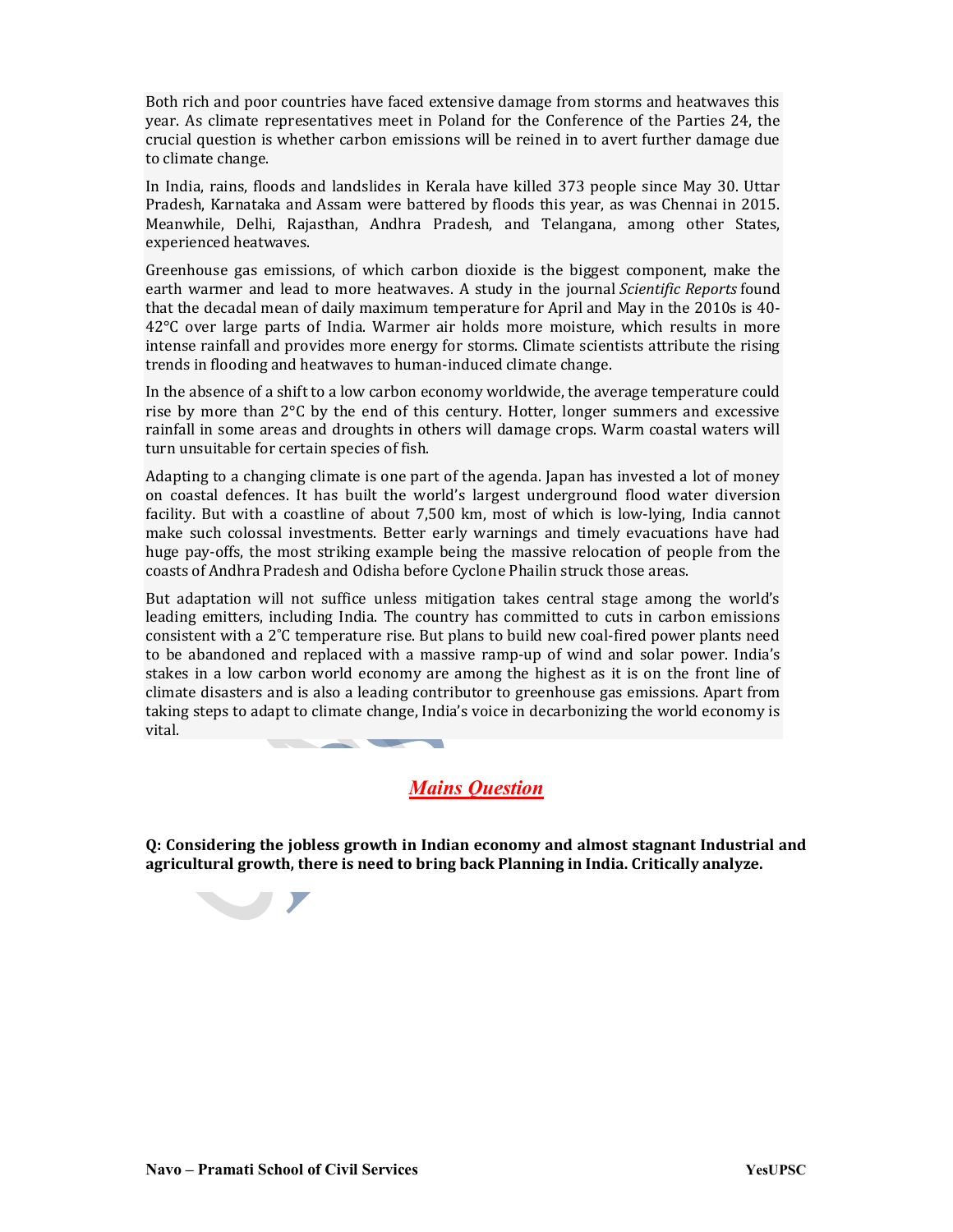Both rich and poor countries have faced extensive damage from storms and heatwaves this year. As climate representatives meet in Poland for the Conference of the Parties 24, the crucial question is whether carbon emissions will be reined in to avert further damage due to climate change.

In India, rains, floods and landslides in Kerala have killed 373 people since May 30. Uttar Pradesh, Karnataka and Assam were battered by floods this year, as was Chennai in 2015. Meanwhile, Delhi, Rajasthan, Andhra Pradesh, and Telangana, among other States, experienced heatwaves.

Greenhouse gas emissions, of which carbon dioxide is the biggest component, make the earth warmer and lead to more heatwaves. A study in the journal *Scientific Reports* found that the decadal mean of daily maximum temperature for April and May in the 2010s is 40-42°C over large parts of India. Warmer air holds more moisture, which results in more intense rainfall and provides more energy for storms. Climate scientists attribute the rising trends in flooding and heatwaves to human-induced climate change.

In the absence of a shift to a low carbon economy worldwide, the average temperature could rise by more than 2°C by the end of this century. Hotter, longer summers and excessive rainfall in some areas and droughts in others will damage crops. Warm coastal waters will turn unsuitable for certain species of fish.

Adapting to a changing climate is one part of the agenda. Japan has invested a lot of money on coastal defences. It has built the world's largest underground flood water diversion facility. But with a coastline of about 7,500 km, most of which is low-lying, India cannot make such colossal investments. Better early warnings and timely evacuations have had huge pay-offs, the most striking example being the massive relocation of people from the coasts of Andhra Pradesh and Odisha before Cyclone Phailin struck those areas.

But adaptation will not suffice unless mitigation takes central stage among the world's leading emitters, including India. The country has committed to cuts in carbon emissions consistent with a 2˚C temperature rise. But plans to build new coal-fired power plants need to be abandoned and replaced with a massive ramp-up of wind and solar power. India's stakes in a low carbon world economy are among the highest as it is on the front line of climate disasters and is also a leading contributor to greenhouse gas emissions. Apart from taking steps to adapt to climate change, India's voice in decarbonizing the world economy is vital.

## *Mains Question*

**Q: Considering the jobless growth in Indian economy and almost stagnant Industrial and agricultural growth, there is need to bring back Planning in India. Critically analyze.**